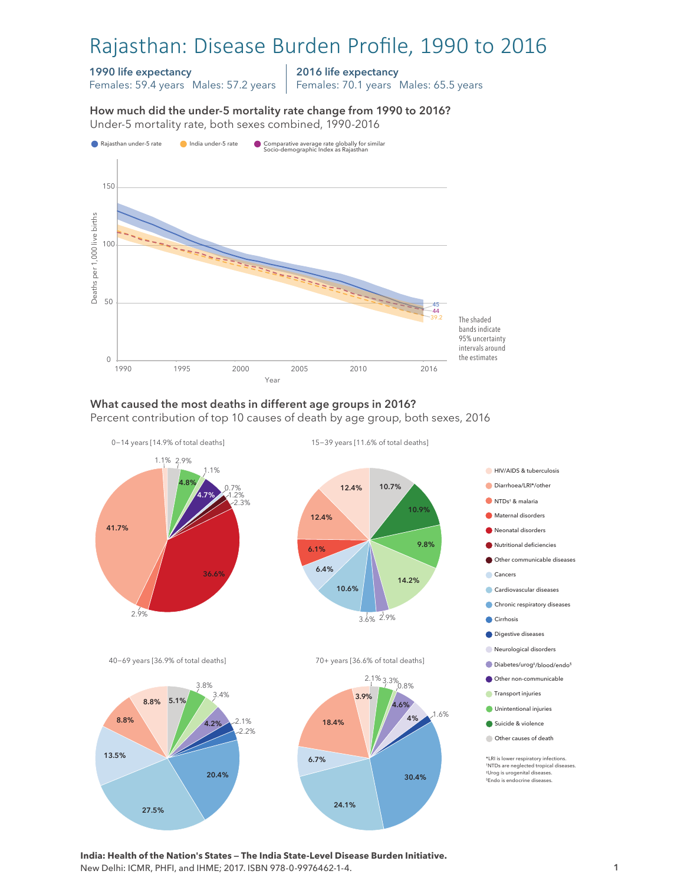# Rajasthan: Disease Burden Profile, 1990 to 2016

**1990 life expectancy**
Females: 59.4 years   Males: 57.2 years

**2016 life expectancy**
Females: 70.1 years   Males: 65.5 years

### How much did the under-5 mortality rate change from 1990 to 2016?

Under-5 mortality rate, both sexes combined, 1990-2016

- Rajasthan under-5 rate
- India under-5 rate
- Comparative average rate globally for similar Socio-demographic Index as Rajasthan

Deaths per 1,000 live births (0–150), Year (1990–2016)

2016 values: 45, 44, 39.2

The shaded bands indicate 95% uncertainty intervals around the estimates

### What caused the most deaths in different age groups in 2016?

Percent contribution of top 10 causes of death by age group, both sexes, 2016

**0–14 years [14.9% of total deaths]**: 41.7%, 36.6%, 4.8%, 4.7%, 2.9%, 2.9%, 2.3%, 1.2%, 1.1%, 1.1%, 0.7%

**15–39 years [11.6% of total deaths]**: 14.2%, 12.4%, 12.4%, 10.9%, 10.7%, 10.6%, 9.8%, 6.4%, 6.1%, 3.6%, 2.9%

**40–69 years [36.9% of total deaths]**: 27.5%, 20.4%, 13.5%, 8.8%, 8.8%, 5.1%, 4.2%, 3.8%, 3.4%, 2.2%, 2.1%

**70+ years [36.6% of total deaths]**: 30.4%, 24.1%, 18.4%, 6.7%, 4.6%, 4%, 3.9%, 3.3%, 2.1%, 1.6%, 0.8%

Legend:
- HIV/AIDS & tuberculosis
- Diarrhoea/LRI*/other
- NTDs† & malaria
- Maternal disorders
- Neonatal disorders
- Nutritional deficiencies
- Other communicable diseases
- Cancers
- Cardiovascular diseases
- Chronic respiratory diseases
- Cirrhosis
- Digestive diseases
- Neurological disorders
- Diabetes/urog‡/blood/endo§
- Other non-communicable
- Transport injuries
- Unintentional injuries
- Suicide & violence
- Other causes of death

*LRI is lower respiratory infections.
†NTDs are neglected tropical diseases.
‡Urog is urogenital diseases.
§Endo is endocrine diseases.

**India: Health of the Nation's States — The India State-Level Disease Burden Initiative.**
New Delhi: ICMR, PHFI, and IHME; 2017. ISBN 978-0-9976462-1-4.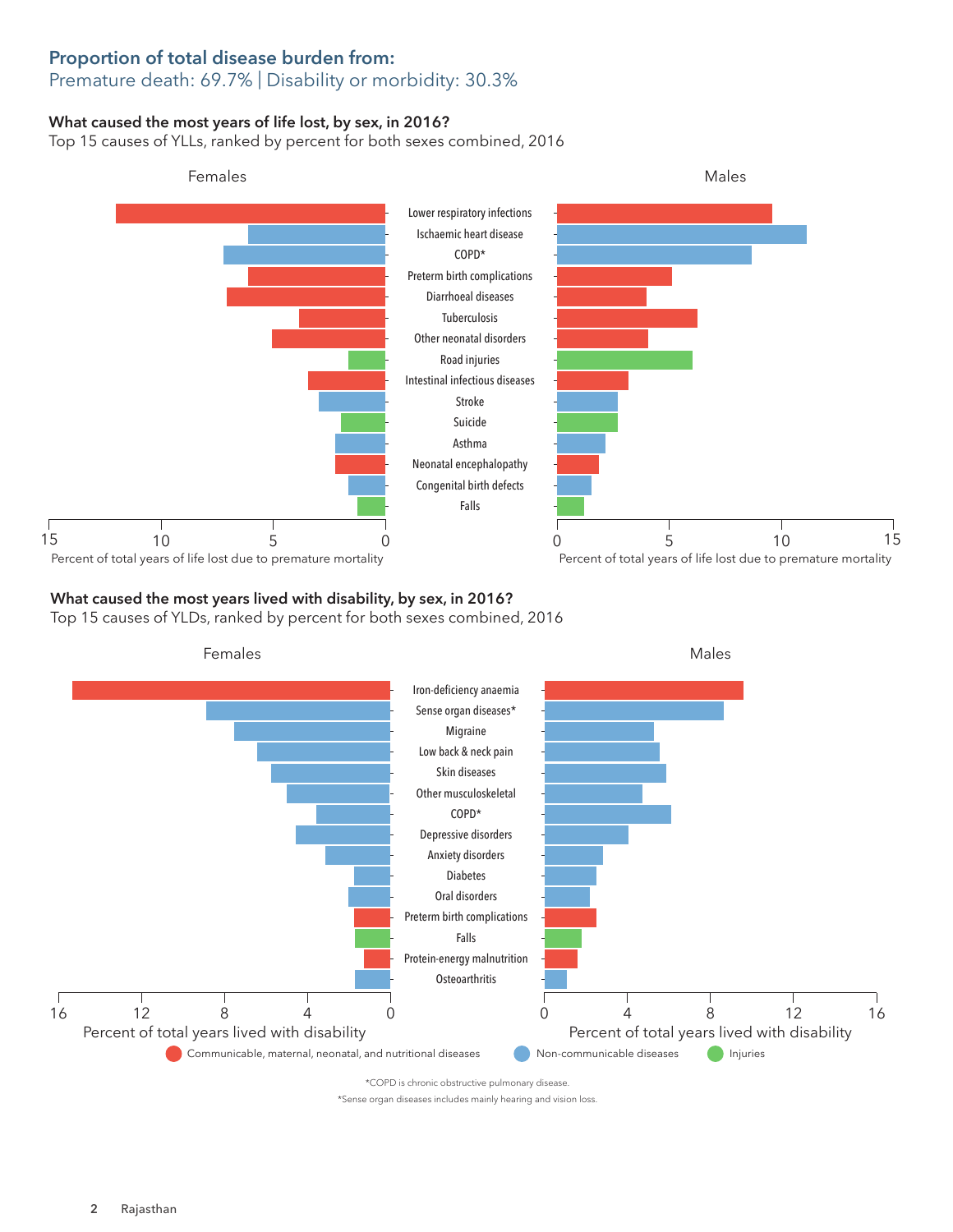## Proportion of total disease burden from:

Premature death: 69.7% | Disability or morbidity: 30.3%

### What caused the most years of life lost, by sex, in 2016?

Top 15 causes of YLLs, ranked by percent for both sexes combined, 2016

Females | Males

- Lower respiratory infections
- Ischaemic heart disease
- COPD*
- Preterm birth complications
- Diarrhoeal diseases
- Tuberculosis
- Other neonatal disorders
- Road injuries
- Intestinal infectious diseases
- Stroke
- Suicide
- Asthma
- Neonatal encephalopathy
- Congenital birth defects
- Falls

Percent of total years of life lost due to premature mortality

### What caused the most years lived with disability, by sex, in 2016?

Top 15 causes of YLDs, ranked by percent for both sexes combined, 2016

Females | Males

- Iron-deficiency anaemia
- Sense organ diseases*
- Migraine
- Low back & neck pain
- Skin diseases
- Other musculoskeletal
- COPD*
- Depressive disorders
- Anxiety disorders
- Diabetes
- Oral disorders
- Preterm birth complications
- Falls
- Protein-energy malnutrition
- Osteoarthritis

Percent of total years lived with disability

Communicable, maternal, neonatal, and nutritional diseases | Non-communicable diseases | Injuries

*COPD is chronic obstructive pulmonary disease.

*Sense organ diseases includes mainly hearing and vision loss.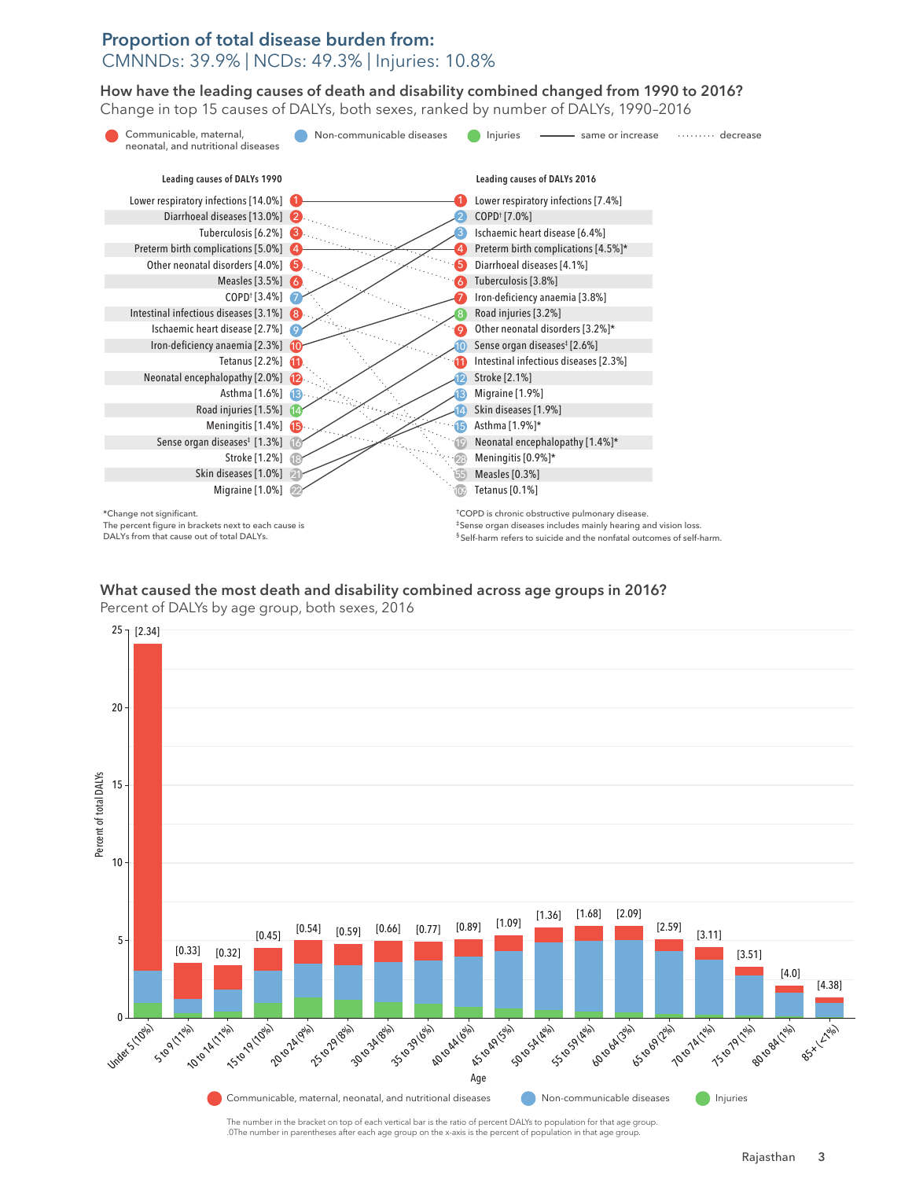## Proportion of total disease burden from:

CMNNDs: 39.9% | NCDs: 49.3% | Injuries: 10.8%

### How have the leading causes of death and disability combined changed from 1990 to 2016?

Change in top 15 causes of DALYs, both sexes, ranked by number of DALYs, 1990–2016

Legend: Communicable, maternal, neonatal, and nutritional diseases; Non-communicable diseases; Injuries; —— same or increase; ········ decrease

| Rank | Leading causes of DALYs 1990 | Rank | Leading causes of DALYs 2016 |
|---|---|---|---|
| 1 | Lower respiratory infections [14.0%] | 1 | Lower respiratory infections [7.4%] |
| 2 | Diarrhoeal diseases [13.0%] | 2 | COPD† [7.0%] |
| 3 | Tuberculosis [6.2%] | 3 | Ischaemic heart disease [6.4%] |
| 4 | Preterm birth complications [5.0%] | 4 | Preterm birth complications [4.5%]* |
| 5 | Other neonatal disorders [4.0%] | 5 | Diarrhoeal diseases [4.1%] |
| 6 | Measles [3.5%] | 6 | Tuberculosis [3.8%] |
| 7 | COPD† [3.4%] | 7 | Iron-deficiency anaemia [3.8%] |
| 8 | Intestinal infectious diseases [3.1%] | 8 | Road injuries [3.2%] |
| 9 | Ischaemic heart disease [2.7%] | 9 | Other neonatal disorders [3.2%]* |
| 10 | Iron-deficiency anaemia [2.3%] | 10 | Sense organ diseases‡ [2.6%] |
| 11 | Tetanus [2.2%] | 11 | Intestinal infectious diseases [2.3%] |
| 12 | Neonatal encephalopathy [2.0%] | 12 | Stroke [2.1%] |
| 13 | Asthma [1.6%] | 13 | Migraine [1.9%] |
| 14 | Road injuries [1.5%] | 14 | Skin diseases [1.9%] |
| 15 | Meningitis [1.4%] | 15 | Asthma [1.9%]* |
| 16 | Sense organ diseases‡ [1.3%] | 19 | Neonatal encephalopathy [1.4%]* |
| 18 | Stroke [1.2%] | 28 | Meningitis [0.9%]* |
| 21 | Skin diseases [1.0%] | 55 | Measles [0.3%] |
| 22 | Migraine [1.0%] | 107 | Tetanus [0.1%] |

*Change not significant.
The percent figure in brackets next to each cause is DALYs from that cause out of total DALYs.

†COPD is chronic obstructive pulmonary disease.
‡Sense organ diseases includes mainly hearing and vision loss.
§Self-harm refers to suicide and the nonfatal outcomes of self-harm.

### What caused the most death and disability combined across age groups in 2016?

Percent of DALYs by age group, both sexes, 2016

| Age | Ratio of percent DALYs to population |
|---|---|
| Under 5 (10%) | [2.34] |
| 5 to 9 (11%) | [0.33] |
| 10 to 14 (11%) | [0.32] |
| 15 to 19 (10%) | [0.45] |
| 20 to 24 (9%) | [0.54] |
| 25 to 29 (8%) | [0.59] |
| 30 to 34 (8%) | [0.66] |
| 35 to 39 (6%) | [0.77] |
| 40 to 44 (6%) | [0.89] |
| 45 to 49 (5%) | [1.09] |
| 50 to 54 (4%) | [1.36] |
| 55 to 59 (4%) | [1.68] |
| 60 to 64 (3%) | [2.09] |
| 65 to 69 (2%) | [2.59] |
| 70 to 74 (1%) | [3.11] |
| 75 to 79 (1%) | [3.51] |
| 80 to 84 (1%) | [4.0] |
| 85+ (<1%) | [4.38] |

Legend: Communicable, maternal, neonatal, and nutritional diseases; Non-communicable diseases; Injuries

Y-axis: Percent of total DALYs; X-axis: Age

The number in the bracket on top of each vertical bar is the ratio of percent DALYs to population for that age group.
.0The number in parentheses after each age group on the x-axis is the percent of population in that age group.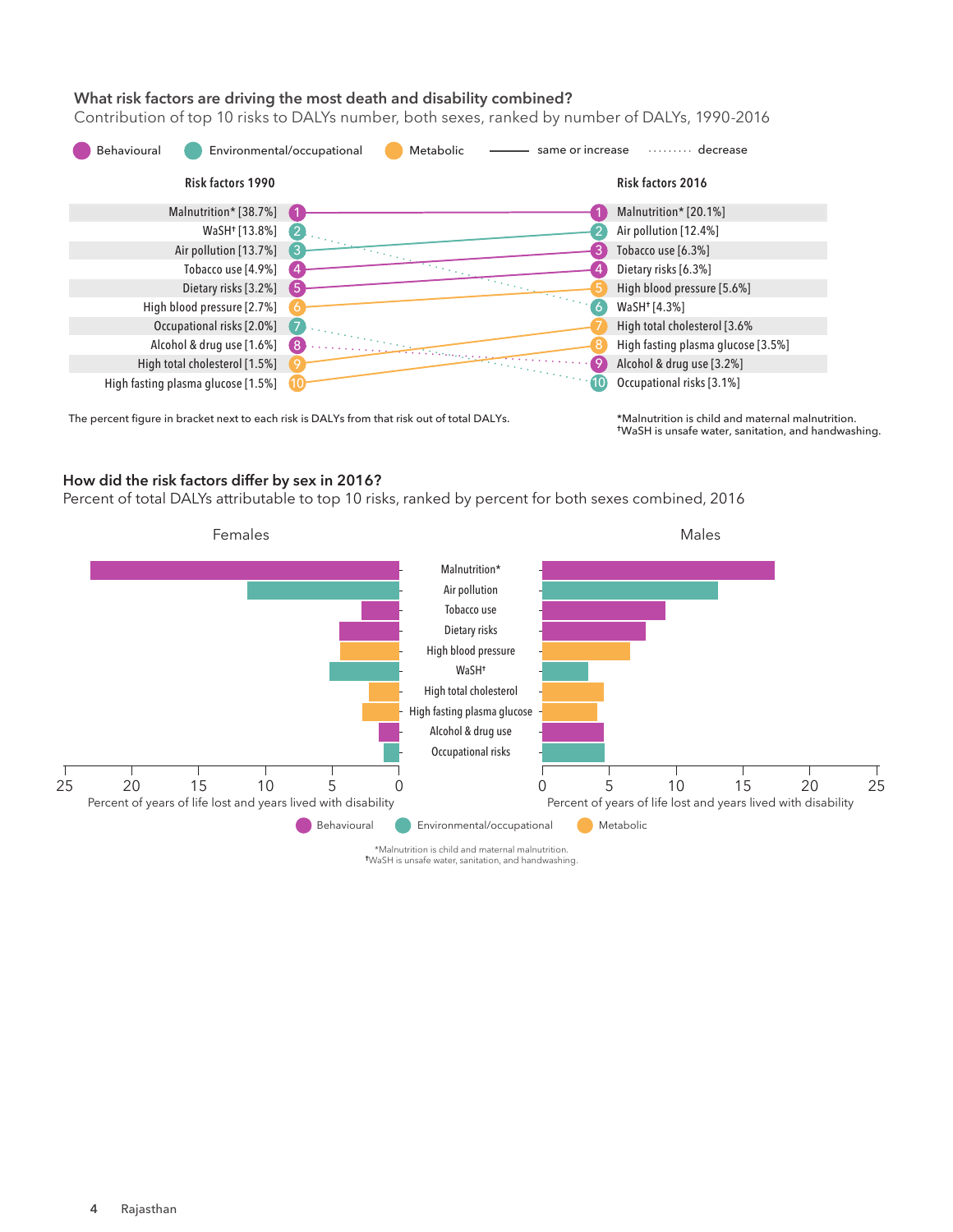### What risk factors are driving the most death and disability combined?

Contribution of top 10 risks to DALYs number, both sexes, ranked by number of DALYs, 1990-2016

Behavioural
Environmental/occupational
Metabolic
same or increase
decrease

Risk factors 1990

Malnutrition* [38.7%] 1
WaSH† [13.8%] 2
Air pollution [13.7%] 3
Tobacco use [4.9%] 4
Dietary risks [3.2%] 5
High blood pressure [2.7%] 6
Occupational risks [2.0%] 7
Alcohol & drug use [1.6%] 8
High total cholesterol [1.5%] 9
High fasting plasma glucose [1.5%] 10

Risk factors 2016

1 Malnutrition* [20.1%]
2 Air pollution [12.4%]
3 Tobacco use [6.3%]
4 Dietary risks [6.3%]
5 High blood pressure [5.6%]
6 WaSH† [4.3%]
7 High total cholesterol [3.6%
8 High fasting plasma glucose [3.5%]
9 Alcohol & drug use [3.2%]
10 Occupational risks [3.1%]

The percent figure in bracket next to each risk is DALYs from that risk out of total DALYs.

*Malnutrition is child and maternal malnutrition.
†WaSH is unsafe water, sanitation, and handwashing.

### How did the risk factors differ by sex in 2016?

Percent of total DALYs attributable to top 10 risks, ranked by percent for both sexes combined, 2016

Females

Males

Malnutrition*
Air pollution
Tobacco use
Dietary risks
High blood pressure
WaSH†
High total cholesterol
High fasting plasma glucose
Alcohol & drug use
Occupational risks

25 20 15 10 5 0
Percent of years of life lost and years lived with disability

0 5 10 15 20 25
Percent of years of life lost and years lived with disability

Behavioural
Environmental/occupational
Metabolic

*Malnutrition is child and maternal malnutrition.
†WaSH is unsafe water, sanitation, and handwashing.